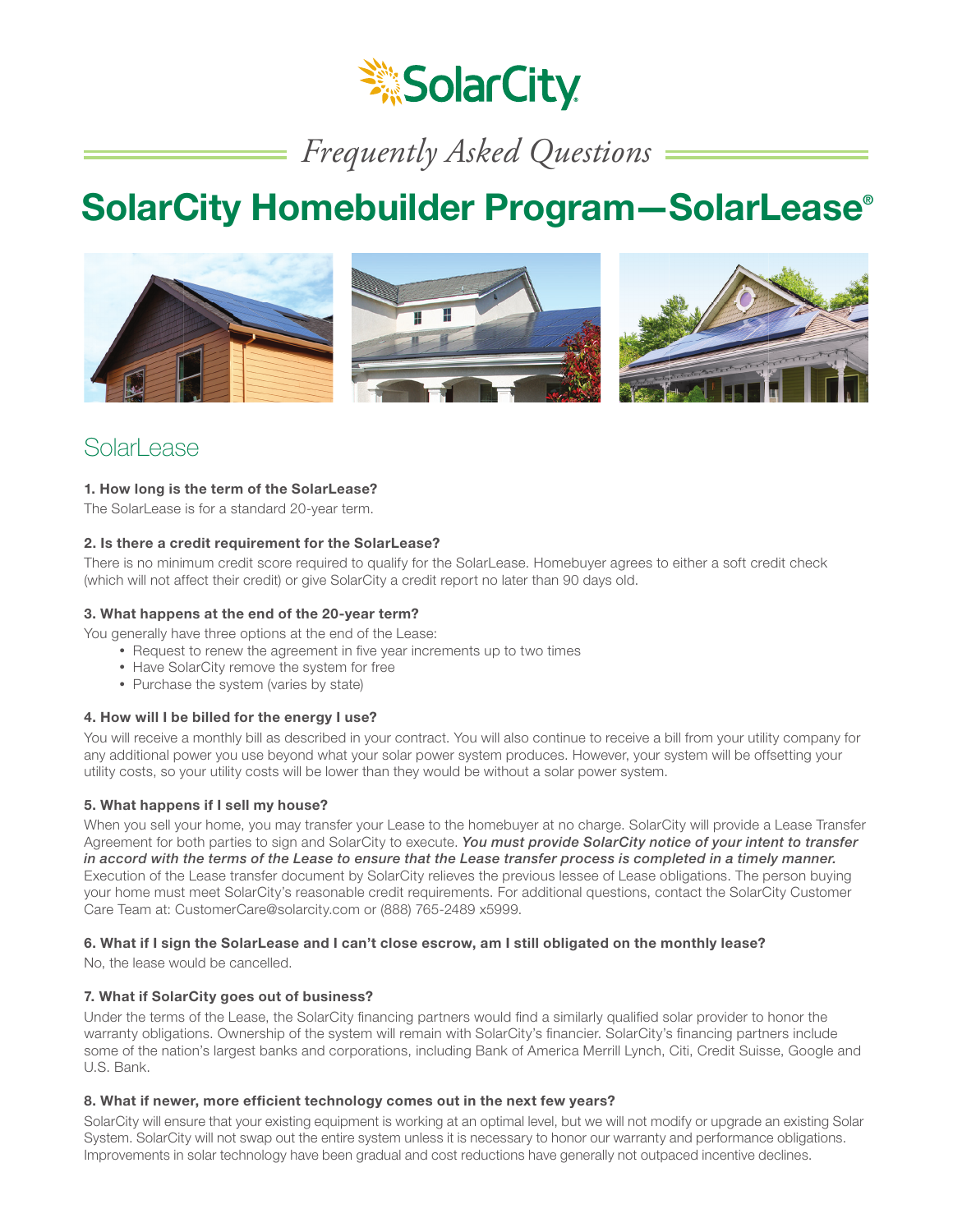SolarCity

*Frequently Asked Questions*

# SolarCity Homebuilder Program—SolarLease®

## SolarLease

**1. How long is the term of the SolarLease?**

The SolarLease is for a standard 20-year term.

**2. Is there a credit requirement for the SolarLease?**

There is no minimum credit score required to qualify for the SolarLease. Homebuyer agrees to either a soft credit check (which will not affect their credit) or give SolarCity a credit report no later than 90 days old.

**3. What happens at the end of the 20-year term?**

You generally have three options at the end of the Lease:

- Request to renew the agreement in five year increments up to two times
- Have SolarCity remove the system for free
- Purchase the system (varies by state)

**4. How will I be billed for the energy I use?**

You will receive a monthly bill as described in your contract. You will also continue to receive a bill from your utility company for any additional power you use beyond what your solar power system produces. However, your system will be offsetting your utility costs, so your utility costs will be lower than they would be without a solar power system.

**5. What happens if I sell my house?**

When you sell your home, you may transfer your Lease to the homebuyer at no charge. SolarCity will provide a Lease Transfer Agreement for both parties to sign and SolarCity to execute. ***You must provide SolarCity notice of your intent to transfer in accord with the terms of the Lease to ensure that the Lease transfer process is completed in a timely manner.*** Execution of the Lease transfer document by SolarCity relieves the previous lessee of Lease obligations. The person buying your home must meet SolarCity's reasonable credit requirements. For additional questions, contact the SolarCity Customer Care Team at: CustomerCare@solarcity.com or (888) 765-2489 x5999.

**6. What if I sign the SolarLease and I can't close escrow, am I still obligated on the monthly lease?**

No, the lease would be cancelled.

**7. What if SolarCity goes out of business?**

Under the terms of the Lease, the SolarCity financing partners would find a similarly qualified solar provider to honor the warranty obligations. Ownership of the system will remain with SolarCity's financier. SolarCity's financing partners include some of the nation's largest banks and corporations, including Bank of America Merrill Lynch, Citi, Credit Suisse, Google and U.S. Bank.

**8. What if newer, more efficient technology comes out in the next few years?**

SolarCity will ensure that your existing equipment is working at an optimal level, but we will not modify or upgrade an existing Solar System. SolarCity will not swap out the entire system unless it is necessary to honor our warranty and performance obligations. Improvements in solar technology have been gradual and cost reductions have generally not outpaced incentive declines.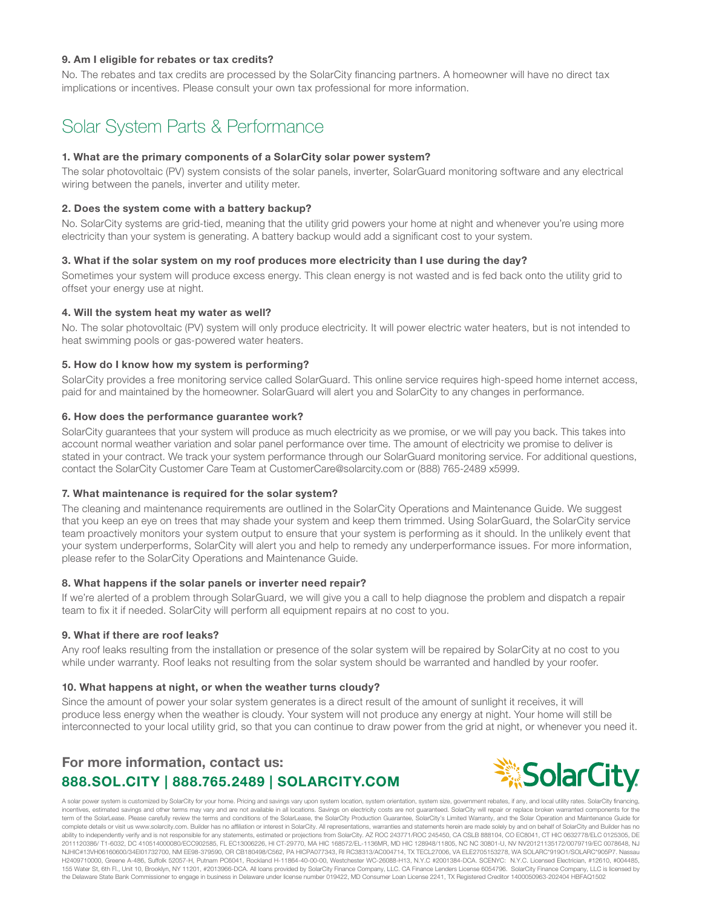**9. Am I eligible for rebates or tax credits?**

No. The rebates and tax credits are processed by the SolarCity financing partners. A homeowner will have no direct tax implications or incentives. Please consult your own tax professional for more information.

## Solar System Parts & Performance

**1. What are the primary components of a SolarCity solar power system?**

The solar photovoltaic (PV) system consists of the solar panels, inverter, SolarGuard monitoring software and any electrical wiring between the panels, inverter and utility meter.

**2. Does the system come with a battery backup?**

No. SolarCity systems are grid-tied, meaning that the utility grid powers your home at night and whenever you're using more electricity than your system is generating. A battery backup would add a significant cost to your system.

**3. What if the solar system on my roof produces more electricity than I use during the day?**

Sometimes your system will produce excess energy. This clean energy is not wasted and is fed back onto the utility grid to offset your energy use at night.

**4. Will the system heat my water as well?**

No. The solar photovoltaic (PV) system will only produce electricity. It will power electric water heaters, but is not intended to heat swimming pools or gas-powered water heaters.

**5. How do I know how my system is performing?**

SolarCity provides a free monitoring service called SolarGuard. This online service requires high-speed home internet access, paid for and maintained by the homeowner. SolarGuard will alert you and SolarCity to any changes in performance.

**6. How does the performance guarantee work?**

SolarCity guarantees that your system will produce as much electricity as we promise, or we will pay you back. This takes into account normal weather variation and solar panel performance over time. The amount of electricity we promise to deliver is stated in your contract. We track your system performance through our SolarGuard monitoring service. For additional questions, contact the SolarCity Customer Care Team at CustomerCare@solarcity.com or (888) 765-2489 x5999.

**7. What maintenance is required for the solar system?**

The cleaning and maintenance requirements are outlined in the SolarCity Operations and Maintenance Guide. We suggest that you keep an eye on trees that may shade your system and keep them trimmed. Using SolarGuard, the SolarCity service team proactively monitors your system output to ensure that your system is performing as it should. In the unlikely event that your system underperforms, SolarCity will alert you and help to remedy any underperformance issues. For more information, please refer to the SolarCity Operations and Maintenance Guide.

**8. What happens if the solar panels or inverter need repair?**

If we're alerted of a problem through SolarGuard, we will give you a call to help diagnose the problem and dispatch a repair team to fix it if needed. SolarCity will perform all equipment repairs at no cost to you.

**9. What if there are roof leaks?**

Any roof leaks resulting from the installation or presence of the solar system will be repaired by SolarCity at no cost to you while under warranty. Roof leaks not resulting from the solar system should be warranted and handled by your roofer.

**10. What happens at night, or when the weather turns cloudy?**

Since the amount of power your solar system generates is a direct result of the amount of sunlight it receives, it will produce less energy when the weather is cloudy. Your system will not produce any energy at night. Your home will still be interconnected to your local utility grid, so that you can continue to draw power from the grid at night, or whenever you need it.

### For more information, contact us:

**888.SOL.CITY | 888.765.2489 | SOLARCITY.COM**

SolarCity

A solar power system is customized by SolarCity for your home. Pricing and savings vary upon system location, system orientation, system size, government rebates, if any, and local utility rates. SolarCity financing, incentives, estimated savings and other terms may vary and are not available in all locations. Savings on electricity costs are not guaranteed. SolarCity will repair or replace broken warranted components for the term of the SolarLease. Please carefully review the terms and conditions of the SolarLease, the SolarCity Production Guarantee, SolarCity's Limited Warranty, and the Solar Operation and Maintenance Guide for complete details or visit us www.solarcity.com. Builder has no affiliation or interest in SolarCity. All representations, warranties and statements herein are made solely by and on behalf of SolarCity and Builder has no ability to independently verify and is not responsible for any statements, estimated or projections from SolarCity. AZ ROC 243771/ROC 245450, CA CSLB 888104, CO EC8041, CT HIC 0632778/ELC 0125305, DE 2011120386/ T1-6032, DC 410514000080/ECC902585, FL EC13006226, HI CT-29770, MA HIC 168572/EL-1136MR, MD HIC 128948/11805, NC NC 30801-U, NV NV20121135172/0079719/EC 0078648, NJ NJHIC#13VH06160600/34EI01732700, NM EE98-379590, OR CB180498/C562, PA HICPA077343, RI RC38313/AC004714, TX TECL27006, VA ELE2705153278, WA SOLARC*919O1/SOLARC*905P7. Nassau H2409710000, Greene A-486, Suffolk 52057-H, Putnam PC6041, Rockland H-11864-40-00-00, Westchester WC-26088-H13, N.Y.C #2001384-DCA. SCENYC: N.Y.C. Licensed Electrician, #12610, #004485, 155 Water St, 6th Fl., Unit 10, Brooklyn, NY 11201, #2013966-DCA. All loans provided by SolarCity Finance Company, LLC. CA Finance Lenders License 6054796. SolarCity Finance Company, LLC is licensed by the Delaware State Bank Commissioner to engage in business in Delaware under license number 019422, MD Consumer Loan License 2241, TX Registered Creditor 1400050963-202404 HBFAQ1502